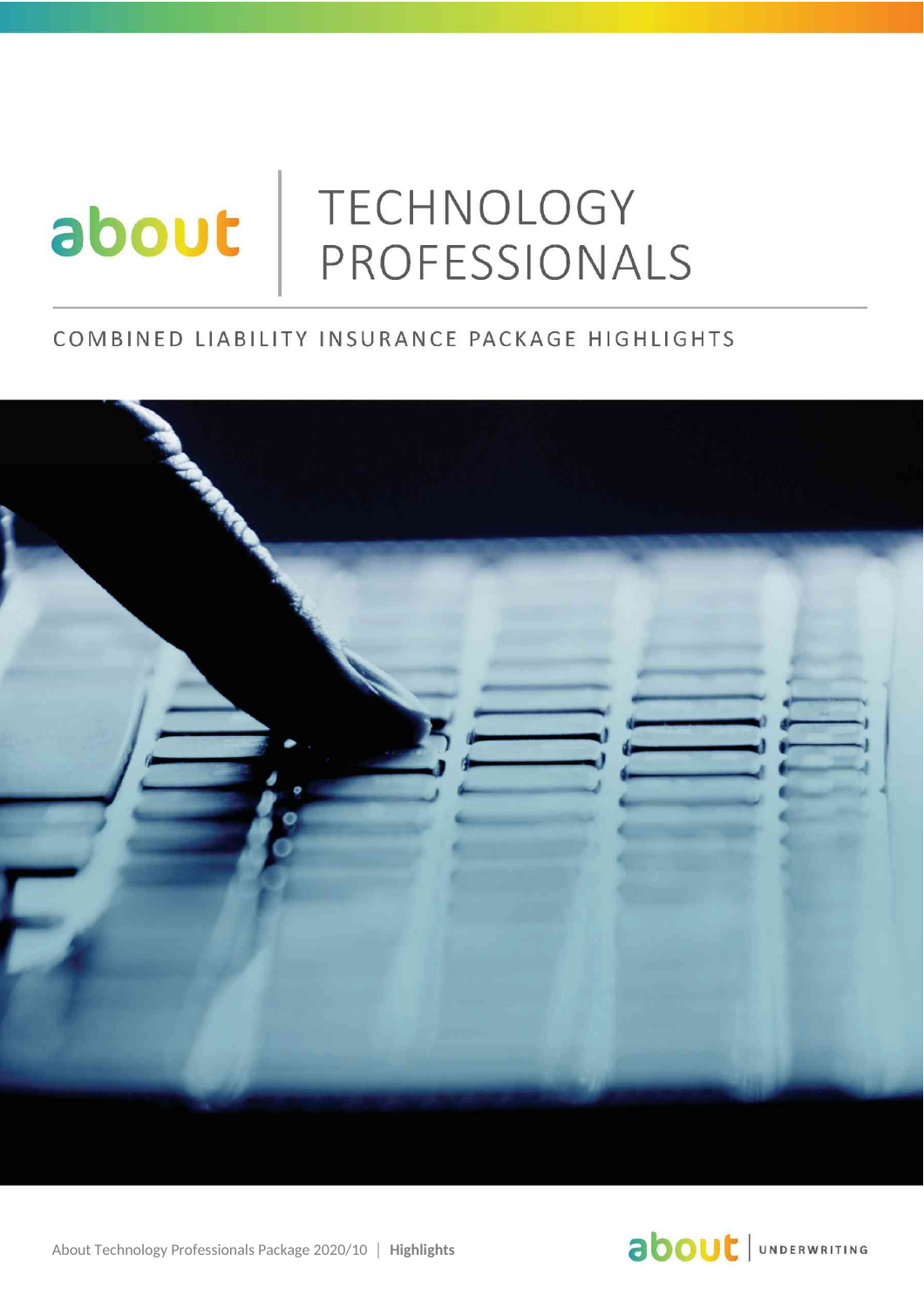about

# TECHNOLOGY PROFESSIONALS

## COMBINED LIABILITY INSURANCE PACKAGE HIGHLIGHTS

About Technology Professionals Package 2020/10 | **Highlights**

about | UNDERWRITING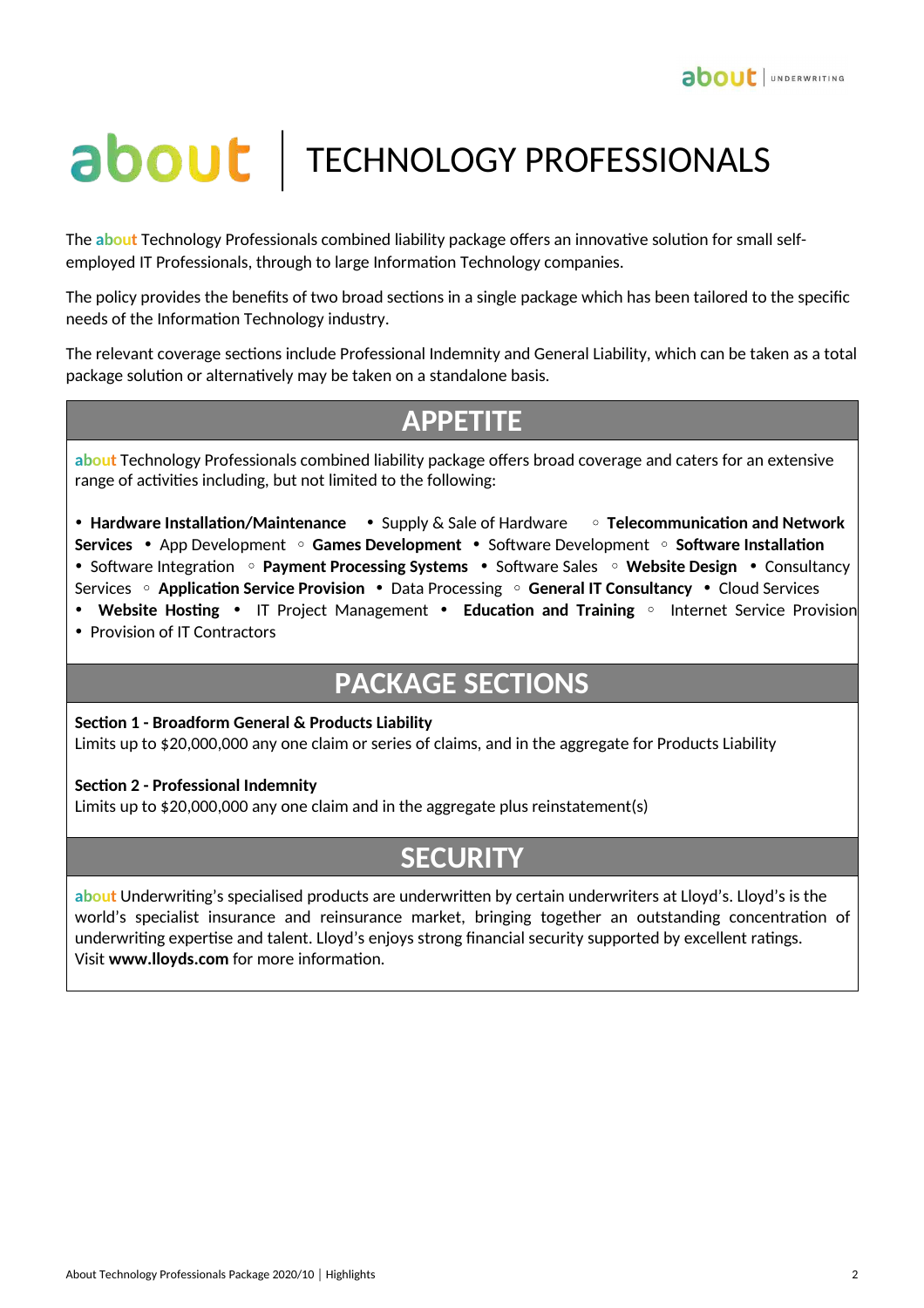# about | TECHNOLOGY PROFESSIONALS

The about Technology Professionals combined liability package offers an innovative solution for small self-employed IT Professionals, through to large Information Technology companies.

The policy provides the benefits of two broad sections in a single package which has been tailored to the specific needs of the Information Technology industry.

The relevant coverage sections include Professional Indemnity and General Liability, which can be taken as a total package solution or alternatively may be taken on a standalone basis.

## APPETITE

about Technology Professionals combined liability package offers broad coverage and caters for an extensive range of activities including, but not limited to the following:

• **Hardware Installation/Maintenance** • Supply & Sale of Hardware ◦ **Telecommunication and Network Services** • App Development ◦ **Games Development** • Software Development ◦ **Software Installation** • Software Integration ◦ **Payment Processing Systems** • Software Sales ◦ **Website Design** • Consultancy Services ◦ **Application Service Provision** • Data Processing ◦ **General IT Consultancy** • Cloud Services • **Website Hosting** • IT Project Management • **Education and Training** ◦ Internet Service Provision • Provision of IT Contractors

## PACKAGE SECTIONS

**Section 1 - Broadform General & Products Liability**
Limits up to $20,000,000 any one claim or series of claims, and in the aggregate for Products Liability

**Section 2 - Professional Indemnity**
Limits up to $20,000,000 any one claim and in the aggregate plus reinstatement(s)

## SECURITY

about Underwriting's specialised products are underwritten by certain underwriters at Lloyd's. Lloyd's is the world's specialist insurance and reinsurance market, bringing together an outstanding concentration of underwriting expertise and talent. Lloyd's enjoys strong financial security supported by excellent ratings.
Visit **www.lloyds.com** for more information.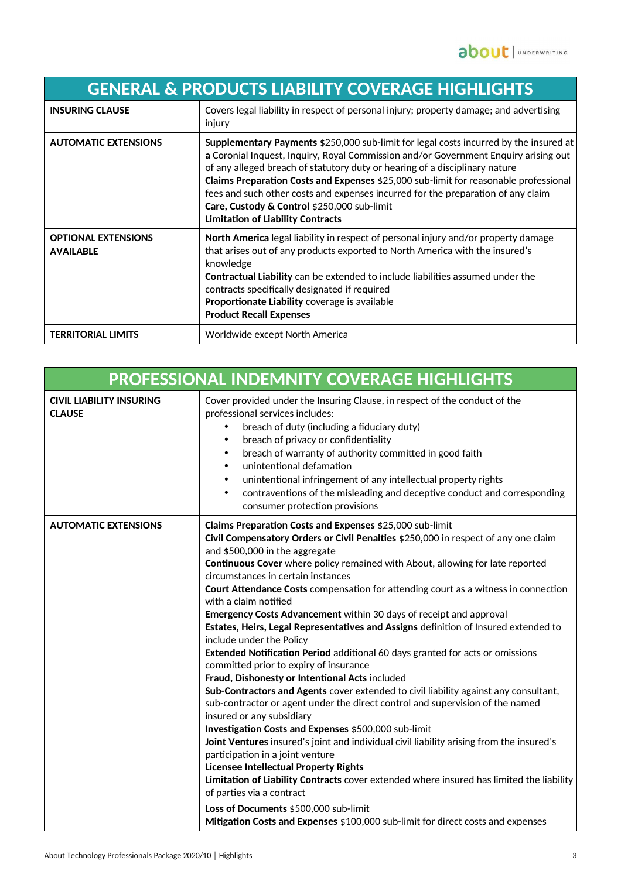## GENERAL & PRODUCTS LIABILITY COVERAGE HIGHLIGHTS

| | |
|---|---|
| **INSURING CLAUSE** | Covers legal liability in respect of personal injury; property damage; and advertising injury |
| **AUTOMATIC EXTENSIONS** | **Supplementary Payments** $250,000 sub-limit for legal costs incurred by the insured at **a** Coronial Inquest, Inquiry, Royal Commission and/or Government Enquiry arising out of any alleged breach of statutory duty or hearing of a disciplinary nature<br>**Claims Preparation Costs and Expenses** $25,000 sub-limit for reasonable professional fees and such other costs and expenses incurred for the preparation of any claim<br>**Care, Custody & Control** $250,000 sub-limit<br>**Limitation of Liability Contracts** |
| **OPTIONAL EXTENSIONS AVAILABLE** | **North America** legal liability in respect of personal injury and/or property damage that arises out of any products exported to North America with the insured's knowledge<br>**Contractual Liability** can be extended to include liabilities assumed under the contracts specifically designated if required<br>**Proportionate Liability** coverage is available<br>**Product Recall Expenses** |
| **TERRITORIAL LIMITS** | Worldwide except North America |

## PROFESSIONAL INDEMNITY COVERAGE HIGHLIGHTS

| | |
|---|---|
| **CIVIL LIABILITY INSURING CLAUSE** | Cover provided under the Insuring Clause, in respect of the conduct of the professional services includes:<br>• breach of duty (including a fiduciary duty)<br>• breach of privacy or confidentiality<br>• breach of warranty of authority committed in good faith<br>• unintentional defamation<br>• unintentional infringement of any intellectual property rights<br>• contraventions of the misleading and deceptive conduct and corresponding consumer protection provisions |
| **AUTOMATIC EXTENSIONS** | **Claims Preparation Costs and Expenses** $25,000 sub-limit<br>**Civil Compensatory Orders or Civil Penalties** $250,000 in respect of any one claim and $500,000 in the aggregate<br>**Continuous Cover** where policy remained with About, allowing for late reported circumstances in certain instances<br>**Court Attendance Costs** compensation for attending court as a witness in connection with a claim notified<br>**Emergency Costs Advancement** within 30 days of receipt and approval<br>**Estates, Heirs, Legal Representatives and Assigns** definition of Insured extended to include under the Policy<br>**Extended Notification Period** additional 60 days granted for acts or omissions committed prior to expiry of insurance<br>**Fraud, Dishonesty or Intentional Acts** included<br>**Sub-Contractors and Agents** cover extended to civil liability against any consultant, sub-contractor or agent under the direct control and supervision of the named insured or any subsidiary<br>**Investigation Costs and Expenses** $500,000 sub-limit<br>**Joint Ventures** insured's joint and individual civil liability arising from the insured's participation in a joint venture<br>**Licensee Intellectual Property Rights**<br>**Limitation of Liability Contracts** cover extended where insured has limited the liability of parties via a contract<br>**Loss of Documents** $500,000 sub-limit<br>**Mitigation Costs and Expenses** $100,000 sub-limit for direct costs and expenses |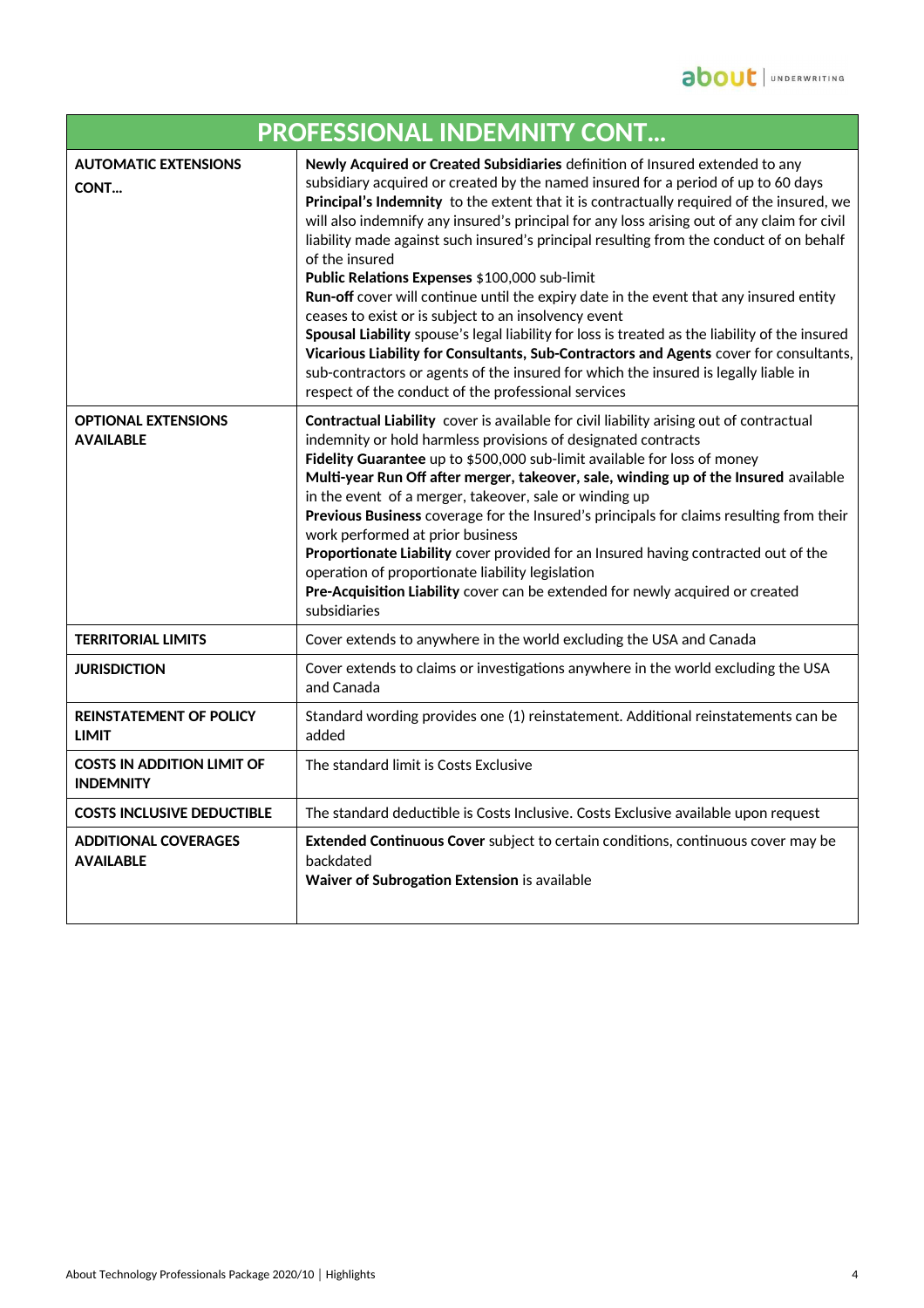| PROFESSIONAL INDEMNITY CONT… | |
|---|---|
| **AUTOMATIC EXTENSIONS CONT…** | **Newly Acquired or Created Subsidiaries** definition of Insured extended to any subsidiary acquired or created by the named insured for a period of up to 60 days<br>**Principal's Indemnity** to the extent that it is contractually required of the insured, we will also indemnify any insured's principal for any loss arising out of any claim for civil liability made against such insured's principal resulting from the conduct of on behalf of the insured<br>**Public Relations Expenses** $100,000 sub-limit<br>**Run-off** cover will continue until the expiry date in the event that any insured entity ceases to exist or is subject to an insolvency event<br>**Spousal Liability** spouse's legal liability for loss is treated as the liability of the insured<br>**Vicarious Liability for Consultants, Sub-Contractors and Agents** cover for consultants, sub-contractors or agents of the insured for which the insured is legally liable in respect of the conduct of the professional services |
| **OPTIONAL EXTENSIONS AVAILABLE** | **Contractual Liability** cover is available for civil liability arising out of contractual indemnity or hold harmless provisions of designated contracts<br>**Fidelity Guarantee** up to $500,000 sub-limit available for loss of money<br>**Multi-year Run Off after merger, takeover, sale, winding up of the Insured** available in the event of a merger, takeover, sale or winding up<br>**Previous Business** coverage for the Insured's principals for claims resulting from their work performed at prior business<br>**Proportionate Liability** cover provided for an Insured having contracted out of the operation of proportionate liability legislation<br>**Pre-Acquisition Liability** cover can be extended for newly acquired or created subsidiaries |
| **TERRITORIAL LIMITS** | Cover extends to anywhere in the world excluding the USA and Canada |
| **JURISDICTION** | Cover extends to claims or investigations anywhere in the world excluding the USA and Canada |
| **REINSTATEMENT OF POLICY LIMIT** | Standard wording provides one (1) reinstatement. Additional reinstatements can be added |
| **COSTS IN ADDITION LIMIT OF INDEMNITY** | The standard limit is Costs Exclusive |
| **COSTS INCLUSIVE DEDUCTIBLE** | The standard deductible is Costs Inclusive. Costs Exclusive available upon request |
| **ADDITIONAL COVERAGES AVAILABLE** | **Extended Continuous Cover** subject to certain conditions, continuous cover may be backdated<br>**Waiver of Subrogation Extension** is available |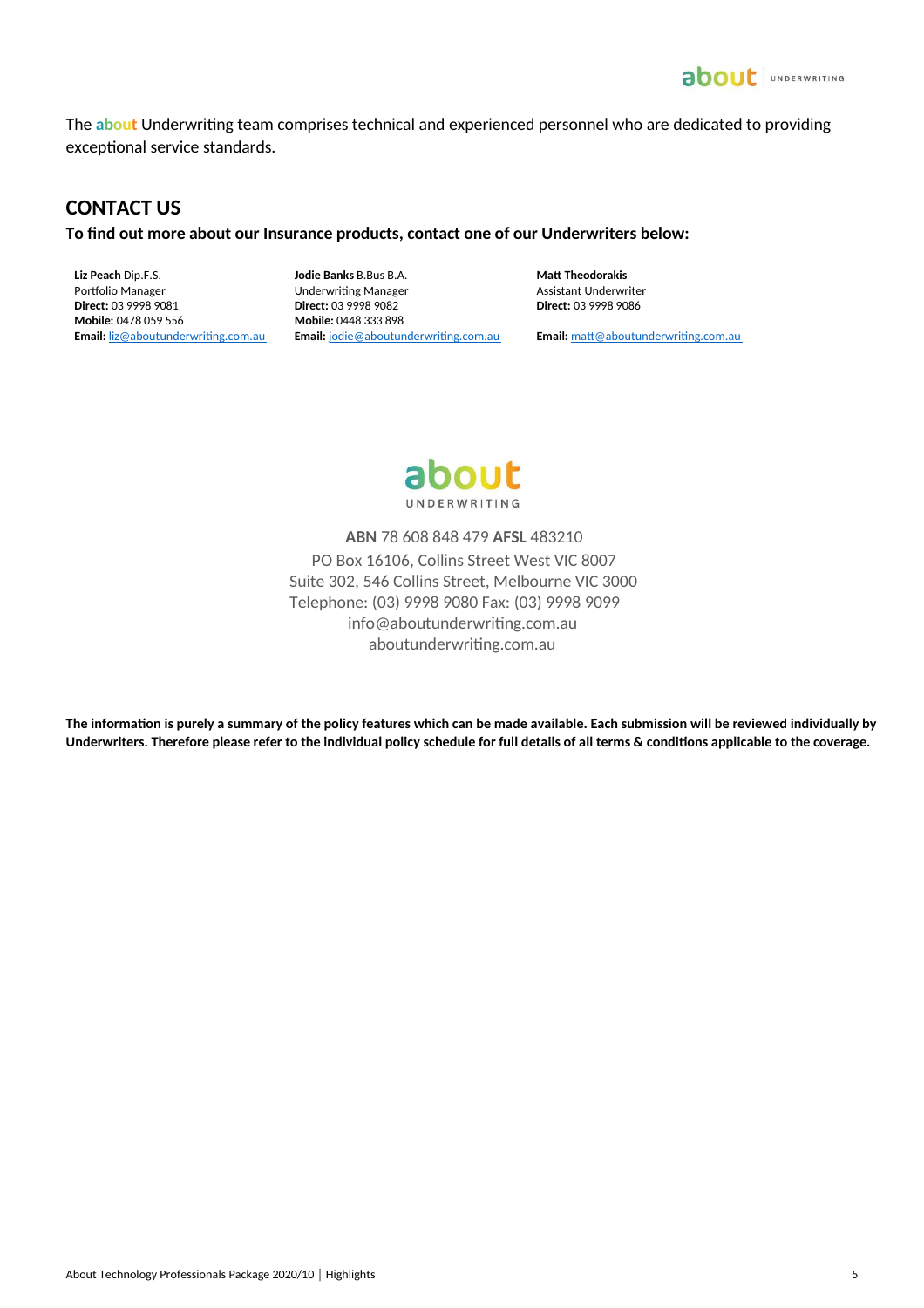The about Underwriting team comprises technical and experienced personnel who are dedicated to providing exceptional service standards.

## CONTACT US

**To find out more about our Insurance products, contact one of our Underwriters below:**

**Liz Peach** Dip.F.S.
Portfolio Manager
**Direct:** 03 9998 9081
**Mobile:** 0478 059 556
**Email:** liz@aboutunderwriting.com.au

**Jodie Banks** B.Bus B.A.
Underwriting Manager
**Direct:** 03 9998 9082
**Mobile:** 0448 333 898
**Email:** jodie@aboutunderwriting.com.au

**Matt Theodorakis**
Assistant Underwriter
**Direct:** 03 9998 9086
**Email:** matt@aboutunderwriting.com.au

about UNDERWRITING

**ABN** 78 608 848 479 **AFSL** 483210
PO Box 16106, Collins Street West VIC 8007
Suite 302, 546 Collins Street, Melbourne VIC 3000
Telephone: (03) 9998 9080 Fax: (03) 9998 9099
info@aboutunderwriting.com.au
aboutunderwriting.com.au

**The information is purely a summary of the policy features which can be made available. Each submission will be reviewed individually by Underwriters. Therefore please refer to the individual policy schedule for full details of all terms & conditions applicable to the coverage.**